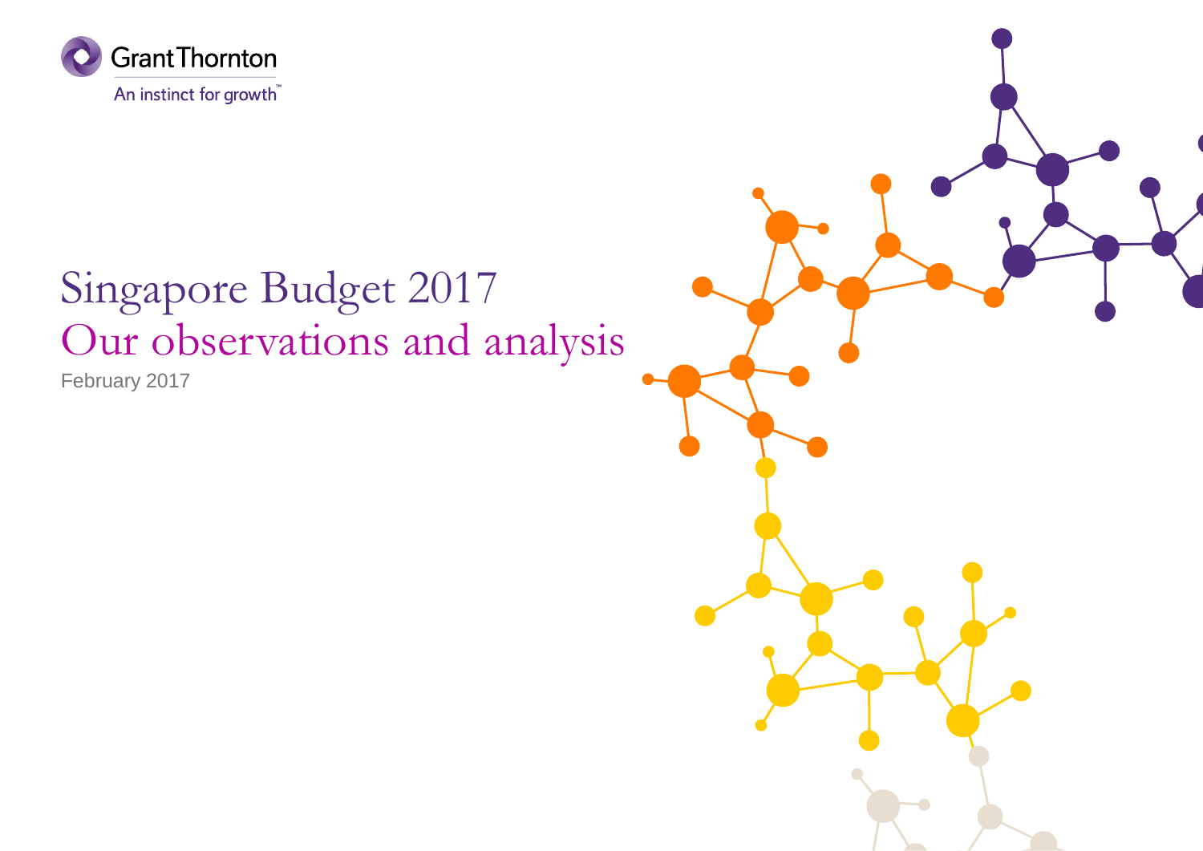Grant Thornton

An instinct for growth™

# Singapore Budget 2017

## Our observations and analysis

February 2017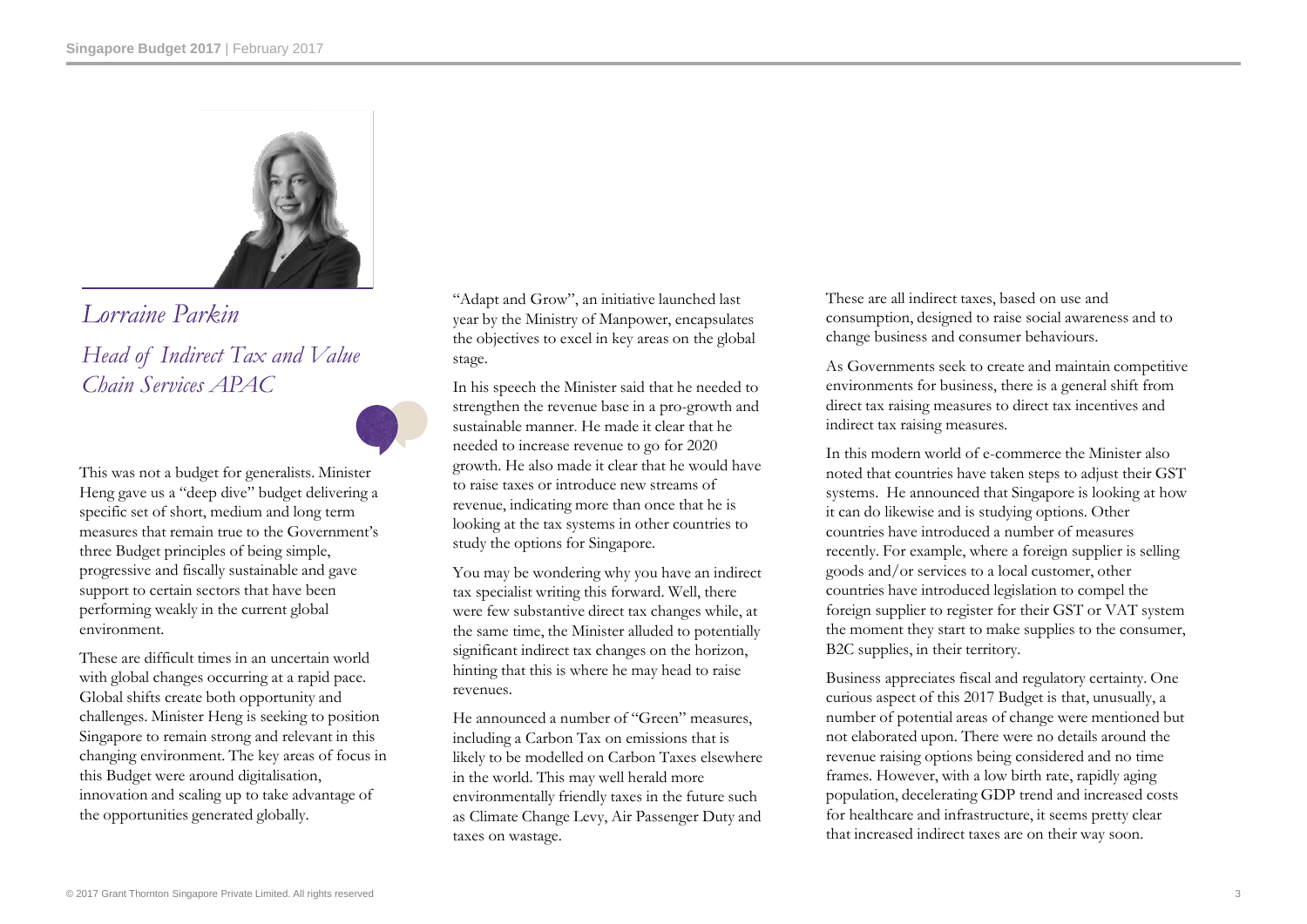*Lorraine Parkin*

*Head of Indirect Tax and Value Chain Services APAC*

This was not a budget for generalists. Minister Heng gave us a "deep dive" budget delivering a specific set of short, medium and long term measures that remain true to the Government's three Budget principles of being simple, progressive and fiscally sustainable and gave support to certain sectors that have been performing weakly in the current global environment.

These are difficult times in an uncertain world with global changes occurring at a rapid pace. Global shifts create both opportunity and challenges. Minister Heng is seeking to position Singapore to remain strong and relevant in this changing environment. The key areas of focus in this Budget were around digitalisation, innovation and scaling up to take advantage of the opportunities generated globally.

"Adapt and Grow", an initiative launched last year by the Ministry of Manpower, encapsulates the objectives to excel in key areas on the global stage.

In his speech the Minister said that he needed to strengthen the revenue base in a pro-growth and sustainable manner. He made it clear that he needed to increase revenue to go for 2020 growth. He also made it clear that he would have to raise taxes or introduce new streams of revenue, indicating more than once that he is looking at the tax systems in other countries to study the options for Singapore.

You may be wondering why you have an indirect tax specialist writing this forward. Well, there were few substantive direct tax changes while, at the same time, the Minister alluded to potentially significant indirect tax changes on the horizon, hinting that this is where he may head to raise revenues.

He announced a number of "Green" measures, including a Carbon Tax on emissions that is likely to be modelled on Carbon Taxes elsewhere in the world. This may well herald more environmentally friendly taxes in the future such as Climate Change Levy, Air Passenger Duty and taxes on wastage.

These are all indirect taxes, based on use and consumption, designed to raise social awareness and to change business and consumer behaviours.

As Governments seek to create and maintain competitive environments for business, there is a general shift from direct tax raising measures to direct tax incentives and indirect tax raising measures.

In this modern world of e-commerce the Minister also noted that countries have taken steps to adjust their GST systems. He announced that Singapore is looking at how it can do likewise and is studying options. Other countries have introduced a number of measures recently. For example, where a foreign supplier is selling goods and/or services to a local customer, other countries have introduced legislation to compel the foreign supplier to register for their GST or VAT system the moment they start to make supplies to the consumer, B2C supplies, in their territory.

Business appreciates fiscal and regulatory certainty. One curious aspect of this 2017 Budget is that, unusually, a number of potential areas of change were mentioned but not elaborated upon. There were no details around the revenue raising options being considered and no time frames. However, with a low birth rate, rapidly aging population, decelerating GDP trend and increased costs for healthcare and infrastructure, it seems pretty clear that increased indirect taxes are on their way soon.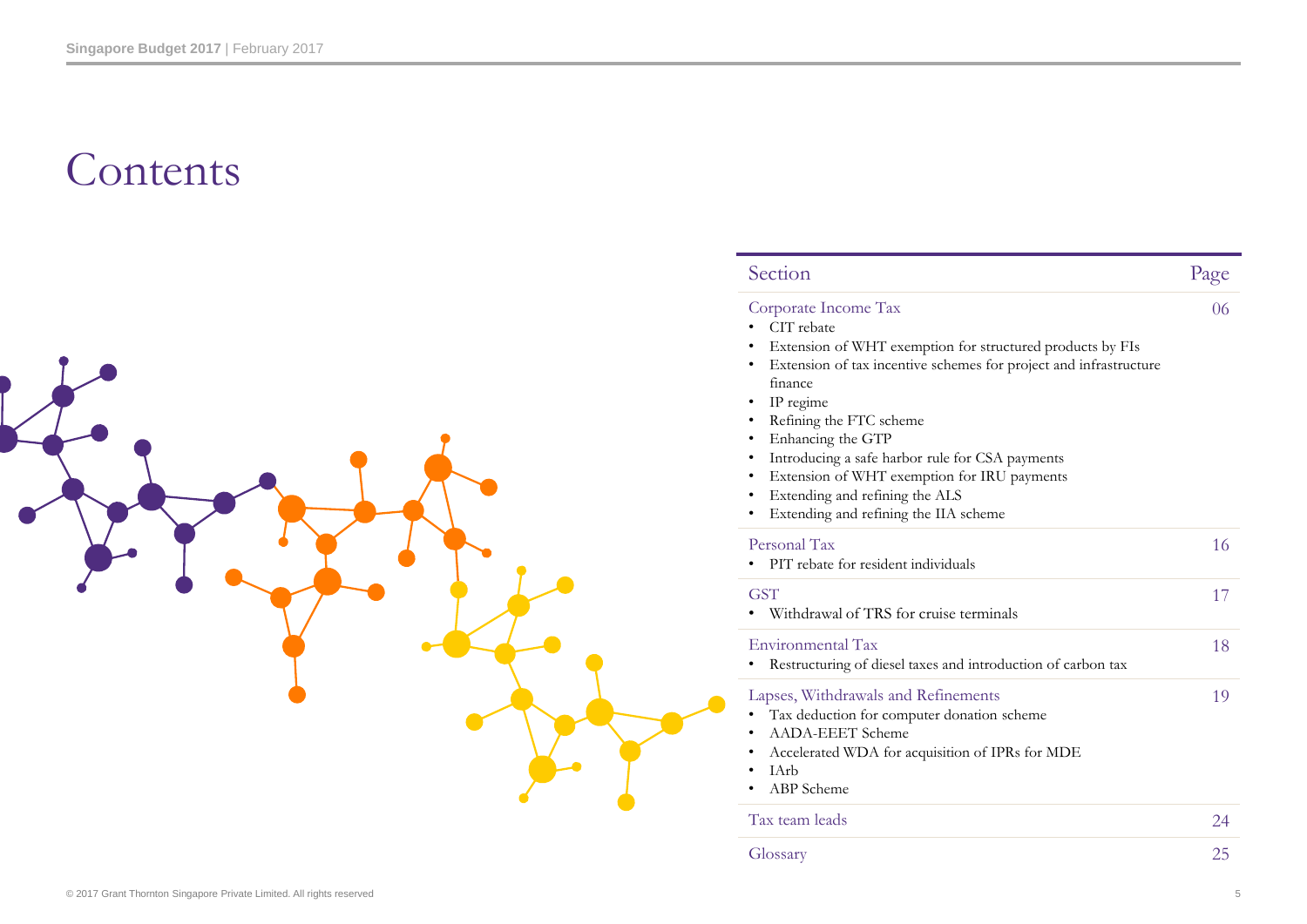# Contents

| Section | Page |
|---|---|
| Corporate Income Tax<br>• CIT rebate<br>• Extension of WHT exemption for structured products by FIs<br>• Extension of tax incentive schemes for project and infrastructure finance<br>• IP regime<br>• Refining the FTC scheme<br>• Enhancing the GTP<br>• Introducing a safe harbor rule for CSA payments<br>• Extension of WHT exemption for IRU payments<br>• Extending and refining the ALS<br>• Extending and refining the IIA scheme | 06 |
| Personal Tax<br>• PIT rebate for resident individuals | 16 |
| GST<br>• Withdrawal of TRS for cruise terminals | 17 |
| Environmental Tax<br>• Restructuring of diesel taxes and introduction of carbon tax | 18 |
| Lapses, Withdrawals and Refinements<br>• Tax deduction for computer donation scheme<br>• AADA-EEET Scheme<br>• Accelerated WDA for acquisition of IPRs for MDE<br>• IArb<br>• ABP Scheme | 19 |
| Tax team leads | 24 |
| Glossary | 25 |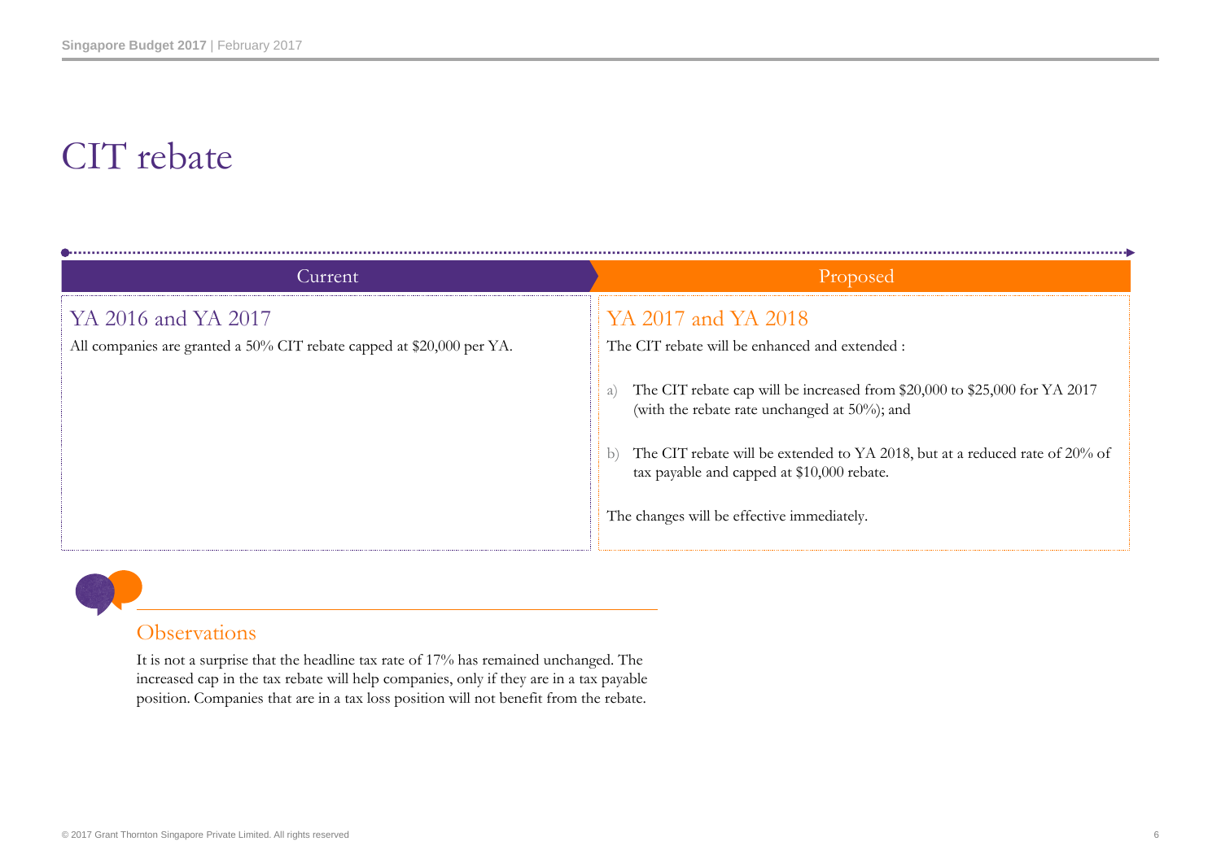# CIT rebate

| Current | Proposed |
| --- | --- |
| **YA 2016 and YA 2017**<br>All companies are granted a 50% CIT rebate capped at $20,000 per YA. | **YA 2017 and YA 2018**<br>The CIT rebate will be enhanced and extended :<br>a) The CIT rebate cap will be increased from $20,000 to $25,000 for YA 2017 (with the rebate rate unchanged at 50%); and<br>b) The CIT rebate will be extended to YA 2018, but at a reduced rate of 20% of tax payable and capped at $10,000 rebate.<br>The changes will be effective immediately. |

## Observations

It is not a surprise that the headline tax rate of 17% has remained unchanged. The increased cap in the tax rebate will help companies, only if they are in a tax payable position. Companies that are in a tax loss position will not benefit from the rebate.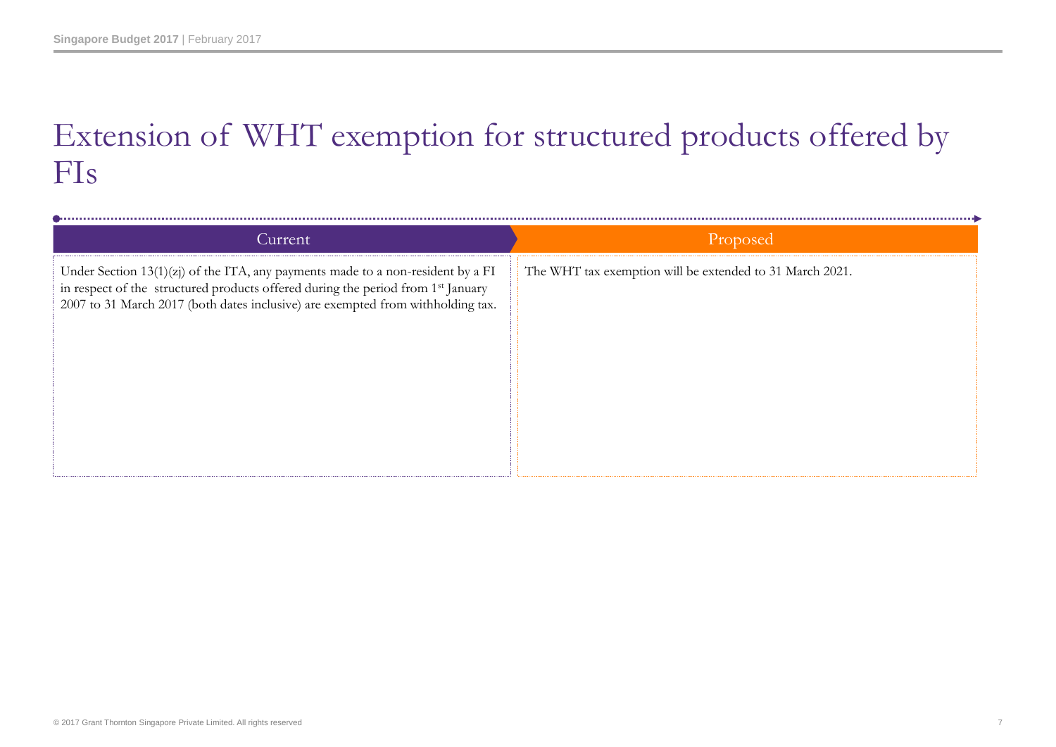# Extension of WHT exemption for structured products offered by FIs

| Current | Proposed |
| --- | --- |
| Under Section 13(1)(zj) of the ITA, any payments made to a non-resident by a FI in respect of the structured products offered during the period from 1st January 2007 to 31 March 2017 (both dates inclusive) are exempted from withholding tax. | The WHT tax exemption will be extended to 31 March 2021. |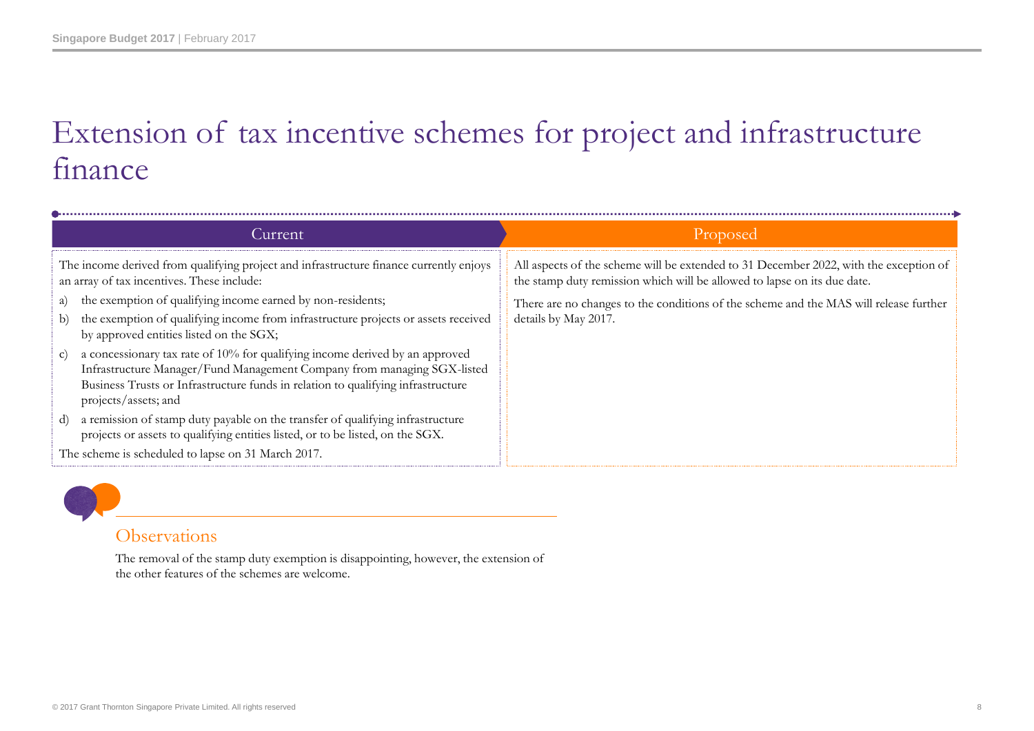# Extension of tax incentive schemes for project and infrastructure finance

| Current | Proposed |
|---|---|
| The income derived from qualifying project and infrastructure finance currently enjoys an array of tax incentives. These include:<br>a) the exemption of qualifying income earned by non-residents;<br>b) the exemption of qualifying income from infrastructure projects or assets received by approved entities listed on the SGX;<br>c) a concessionary tax rate of 10% for qualifying income derived by an approved Infrastructure Manager/Fund Management Company from managing SGX-listed Business Trusts or Infrastructure funds in relation to qualifying infrastructure projects/assets; and<br>d) a remission of stamp duty payable on the transfer of qualifying infrastructure projects or assets to qualifying entities listed, or to be listed, on the SGX.<br>The scheme is scheduled to lapse on 31 March 2017. | All aspects of the scheme will be extended to 31 December 2022, with the exception of the stamp duty remission which will be allowed to lapse on its due date.<br>There are no changes to the conditions of the scheme and the MAS will release further details by May 2017. |

## Observations

The removal of the stamp duty exemption is disappointing, however, the extension of the other features of the schemes are welcome.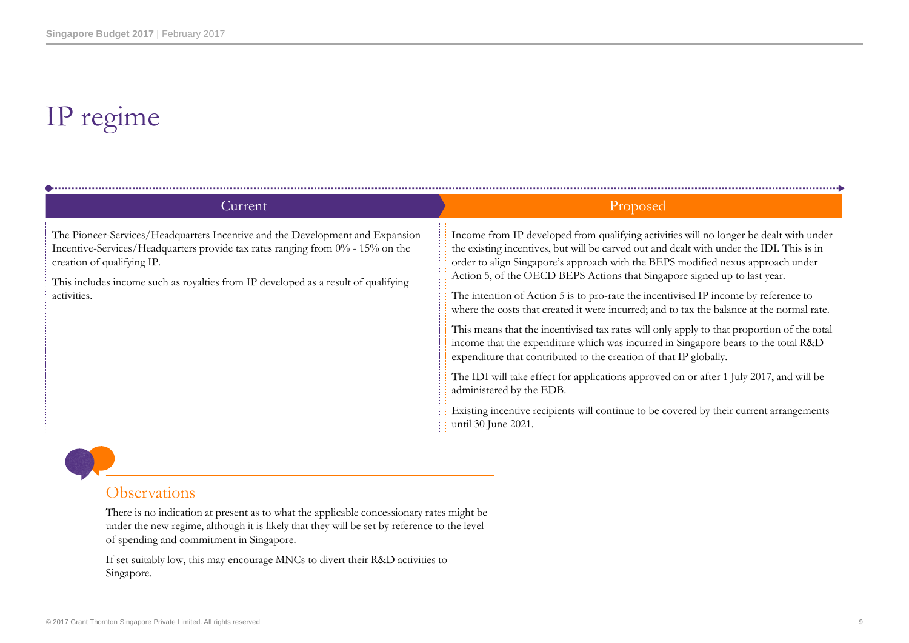# IP regime

| Current | Proposed |
| --- | --- |
| The Pioneer-Services/Headquarters Incentive and the Development and Expansion Incentive-Services/Headquarters provide tax rates ranging from 0% - 15% on the creation of qualifying IP.<br><br>This includes income such as royalties from IP developed as a result of qualifying activities. | Income from IP developed from qualifying activities will no longer be dealt with under the existing incentives, but will be carved out and dealt with under the IDI. This is in order to align Singapore's approach with the BEPS modified nexus approach under Action 5, of the OECD BEPS Actions that Singapore signed up to last year.<br><br>The intention of Action 5 is to pro-rate the incentivised IP income by reference to where the costs that created it were incurred; and to tax the balance at the normal rate.<br><br>This means that the incentivised tax rates will only apply to that proportion of the total income that the expenditure which was incurred in Singapore bears to the total R&D expenditure that contributed to the creation of that IP globally.<br><br>The IDI will take effect for applications approved on or after 1 July 2017, and will be administered by the EDB.<br><br>Existing incentive recipients will continue to be covered by their current arrangements until 30 June 2021. |

## Observations

There is no indication at present as to what the applicable concessionary rates might be under the new regime, although it is likely that they will be set by reference to the level of spending and commitment in Singapore.

If set suitably low, this may encourage MNCs to divert their R&D activities to Singapore.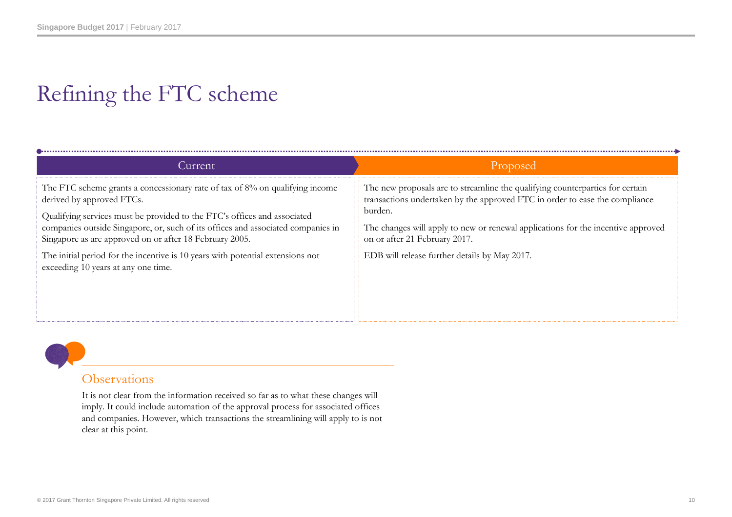# Refining the FTC scheme

| Current | Proposed |
| --- | --- |
| The FTC scheme grants a concessionary rate of tax of 8% on qualifying income derived by approved FTCs.<br><br>Qualifying services must be provided to the FTC's offices and associated companies outside Singapore, or, such of its offices and associated companies in Singapore as are approved on or after 18 February 2005.<br><br>The initial period for the incentive is 10 years with potential extensions not exceeding 10 years at any one time. | The new proposals are to streamline the qualifying counterparties for certain transactions undertaken by the approved FTC in order to ease the compliance burden.<br><br>The changes will apply to new or renewal applications for the incentive approved on or after 21 February 2017.<br><br>EDB will release further details by May 2017. |

## Observations

It is not clear from the information received so far as to what these changes will imply. It could include automation of the approval process for associated offices and companies. However, which transactions the streamlining will apply to is not clear at this point.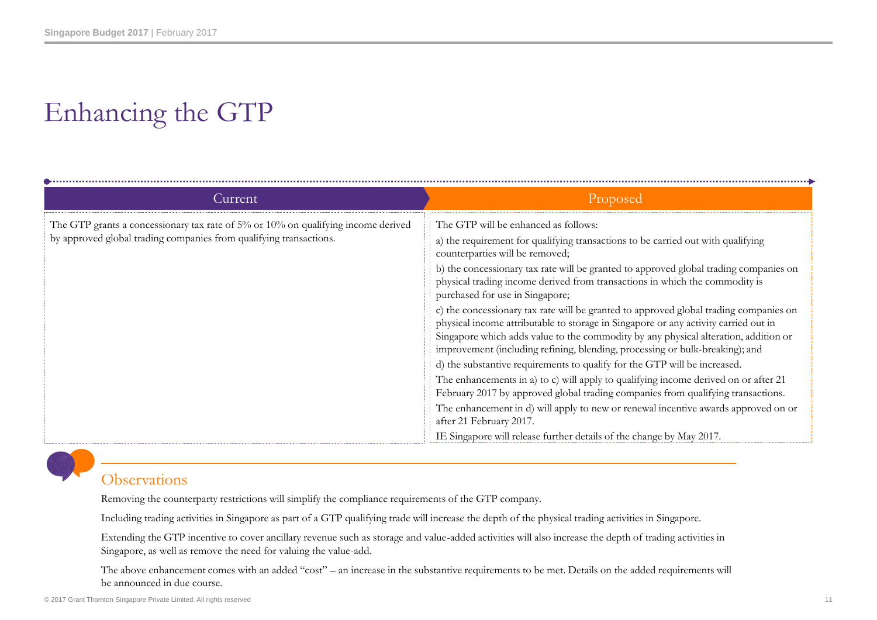# Enhancing the GTP

| Current | Proposed |
| --- | --- |
| The GTP grants a concessionary tax rate of 5% or 10% on qualifying income derived by approved global trading companies from qualifying transactions. | The GTP will be enhanced as follows:<br>a) the requirement for qualifying transactions to be carried out with qualifying counterparties will be removed;<br>b) the concessionary tax rate will be granted to approved global trading companies on physical trading income derived from transactions in which the commodity is purchased for use in Singapore;<br>c) the concessionary tax rate will be granted to approved global trading companies on physical income attributable to storage in Singapore or any activity carried out in Singapore which adds value to the commodity by any physical alteration, addition or improvement (including refining, blending, processing or bulk-breaking); and<br>d) the substantive requirements to qualify for the GTP will be increased.<br>The enhancements in a) to c) will apply to qualifying income derived on or after 21 February 2017 by approved global trading companies from qualifying transactions.<br>The enhancement in d) will apply to new or renewal incentive awards approved on or after 21 February 2017.<br>IE Singapore will release further details of the change by May 2017. |

## Observations

Removing the counterparty restrictions will simplify the compliance requirements of the GTP company.

Including trading activities in Singapore as part of a GTP qualifying trade will increase the depth of the physical trading activities in Singapore.

Extending the GTP incentive to cover ancillary revenue such as storage and value-added activities will also increase the depth of trading activities in Singapore, as well as remove the need for valuing the value-add.

The above enhancement comes with an added "cost" – an increase in the substantive requirements to be met. Details on the added requirements will be announced in due course.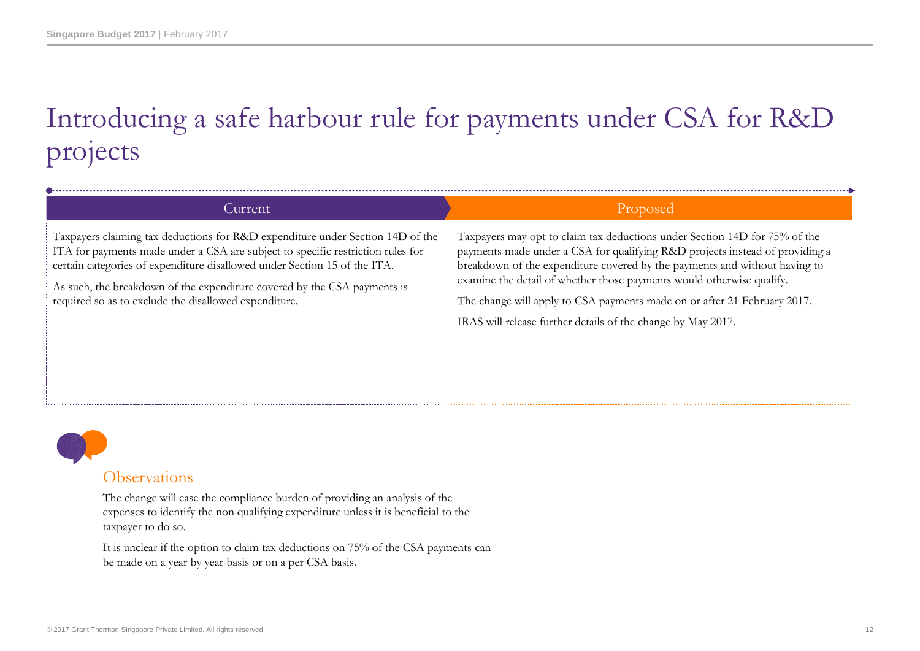# Introducing a safe harbour rule for payments under CSA for R&D projects

| Current | Proposed |
| --- | --- |
| Taxpayers claiming tax deductions for R&D expenditure under Section 14D of the ITA for payments made under a CSA are subject to specific restriction rules for certain categories of expenditure disallowed under Section 15 of the ITA.<br><br>As such, the breakdown of the expenditure covered by the CSA payments is required so as to exclude the disallowed expenditure. | Taxpayers may opt to claim tax deductions under Section 14D for 75% of the payments made under a CSA for qualifying R&D projects instead of providing a breakdown of the expenditure covered by the payments and without having to examine the detail of whether those payments would otherwise qualify.<br><br>The change will apply to CSA payments made on or after 21 February 2017.<br><br>IRAS will release further details of the change by May 2017. |

## Observations

The change will ease the compliance burden of providing an analysis of the expenses to identify the non qualifying expenditure unless it is beneficial to the taxpayer to do so.

It is unclear if the option to claim tax deductions on 75% of the CSA payments can be made on a year by year basis or on a per CSA basis.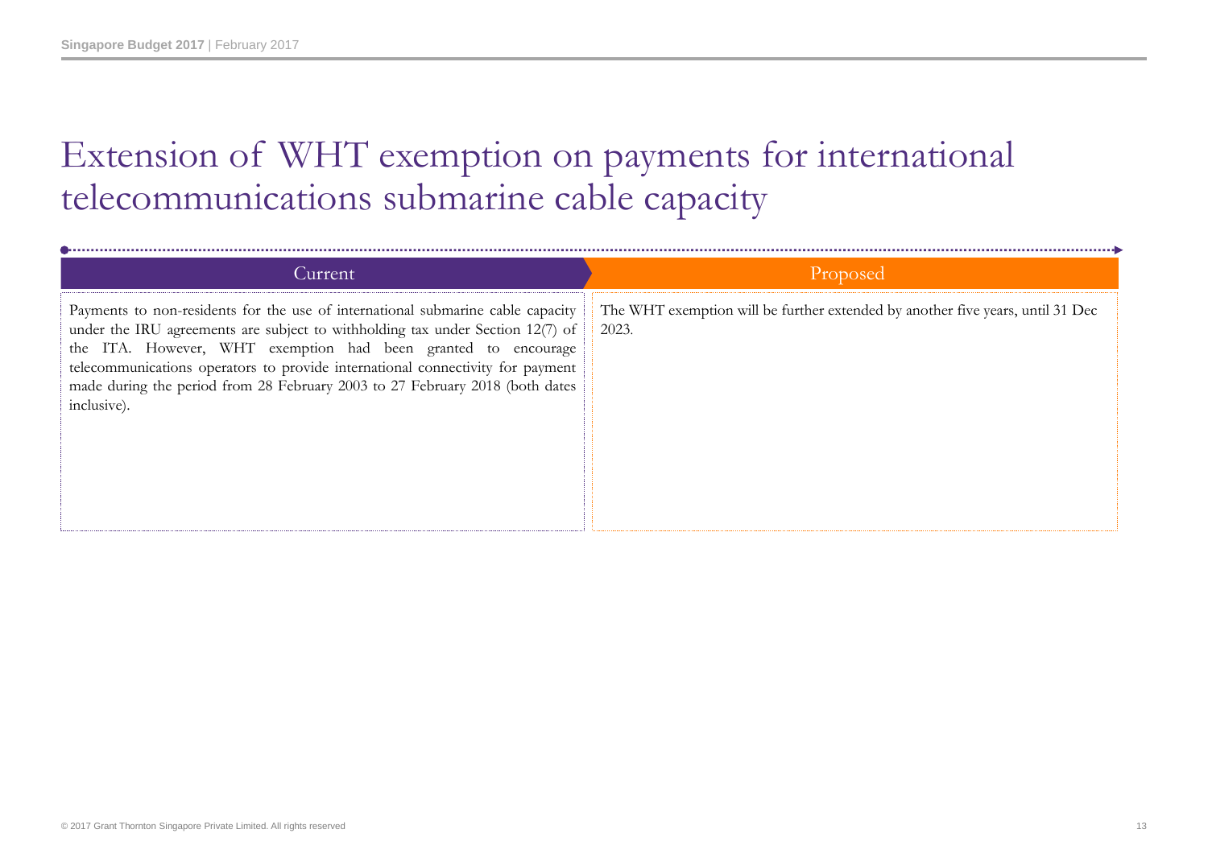# Extension of WHT exemption on payments for international telecommunications submarine cable capacity

| Current | Proposed |
| --- | --- |
| Payments to non-residents for the use of international submarine cable capacity under the IRU agreements are subject to withholding tax under Section 12(7) of the ITA. However, WHT exemption had been granted to encourage telecommunications operators to provide international connectivity for payment made during the period from 28 February 2003 to 27 February 2018 (both dates inclusive). | The WHT exemption will be further extended by another five years, until 31 Dec 2023. |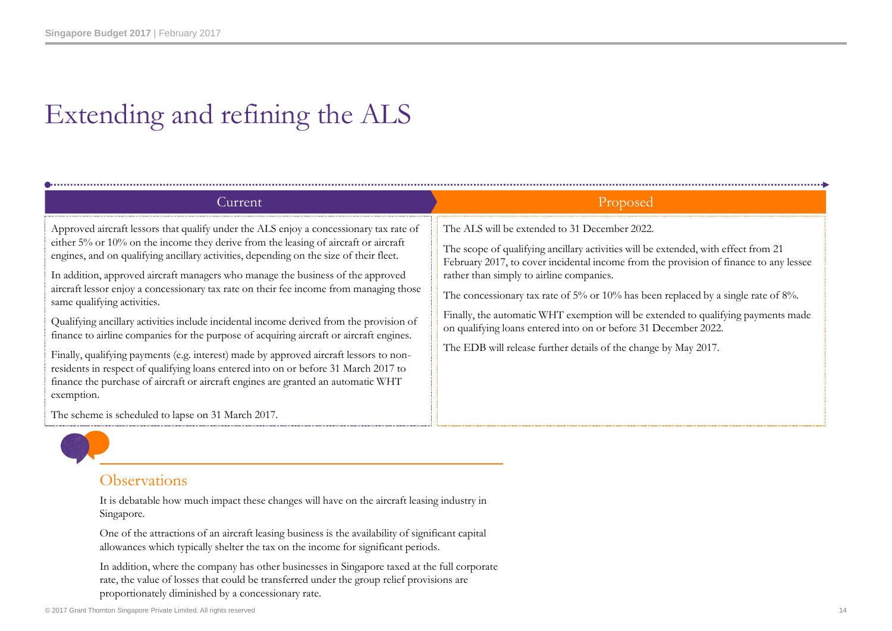# Extending and refining the ALS

| Current | Proposed |
| --- | --- |
| Approved aircraft lessors that qualify under the ALS enjoy a concessionary tax rate of either 5% or 10% on the income they derive from the leasing of aircraft or aircraft engines, and on qualifying ancillary activities, depending on the size of their fleet.<br><br>In addition, approved aircraft managers who manage the business of the approved aircraft lessor enjoy a concessionary tax rate on their fee income from managing those same qualifying activities.<br><br>Qualifying ancillary activities include incidental income derived from the provision of finance to airline companies for the purpose of acquiring aircraft or aircraft engines.<br><br>Finally, qualifying payments (e.g. interest) made by approved aircraft lessors to non-residents in respect of qualifying loans entered into on or before 31 March 2017 to finance the purchase of aircraft or aircraft engines are granted an automatic WHT exemption.<br><br>The scheme is scheduled to lapse on 31 March 2017. | The ALS will be extended to 31 December 2022.<br><br>The scope of qualifying ancillary activities will be extended, with effect from 21 February 2017, to cover incidental income from the provision of finance to any lessee rather than simply to airline companies.<br><br>The concessionary tax rate of 5% or 10% has been replaced by a single rate of 8%.<br><br>Finally, the automatic WHT exemption will be extended to qualifying payments made on qualifying loans entered into on or before 31 December 2022.<br><br>The EDB will release further details of the change by May 2017. |

## Observations

It is debatable how much impact these changes will have on the aircraft leasing industry in Singapore.

One of the attractions of an aircraft leasing business is the availability of significant capital allowances which typically shelter the tax on the income for significant periods.

In addition, where the company has other businesses in Singapore taxed at the full corporate rate, the value of losses that could be transferred under the group relief provisions are proportionately diminished by a concessionary rate.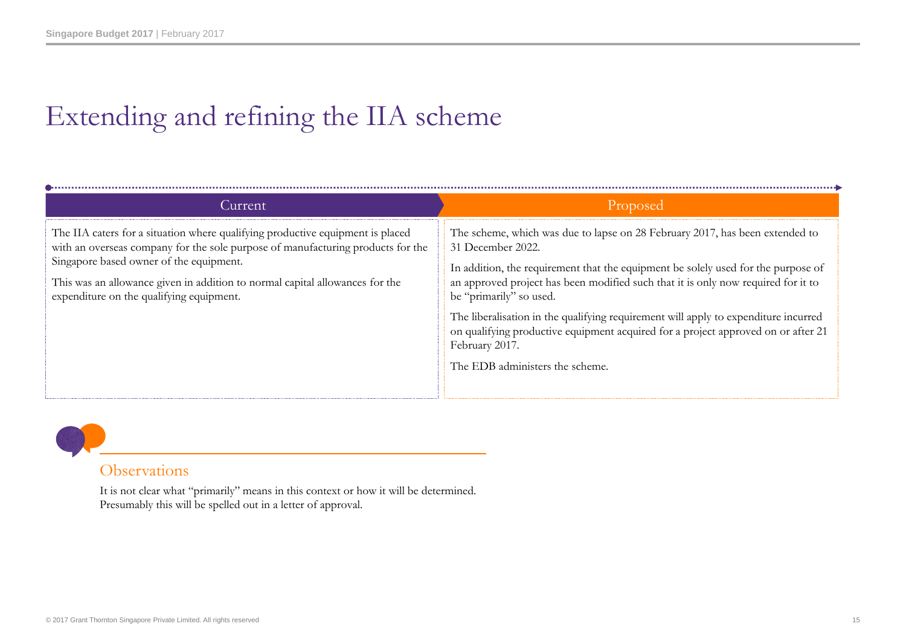# Extending and refining the IIA scheme

| Current | Proposed |
| --- | --- |
| The IIA caters for a situation where qualifying productive equipment is placed with an overseas company for the sole purpose of manufacturing products for the Singapore based owner of the equipment.<br><br>This was an allowance given in addition to normal capital allowances for the expenditure on the qualifying equipment. | The scheme, which was due to lapse on 28 February 2017, has been extended to 31 December 2022.<br><br>In addition, the requirement that the equipment be solely used for the purpose of an approved project has been modified such that it is only now required for it to be "primarily" so used.<br><br>The liberalisation in the qualifying requirement will apply to expenditure incurred on qualifying productive equipment acquired for a project approved on or after 21 February 2017.<br><br>The EDB administers the scheme. |

## Observations

It is not clear what "primarily" means in this context or how it will be determined. Presumably this will be spelled out in a letter of approval.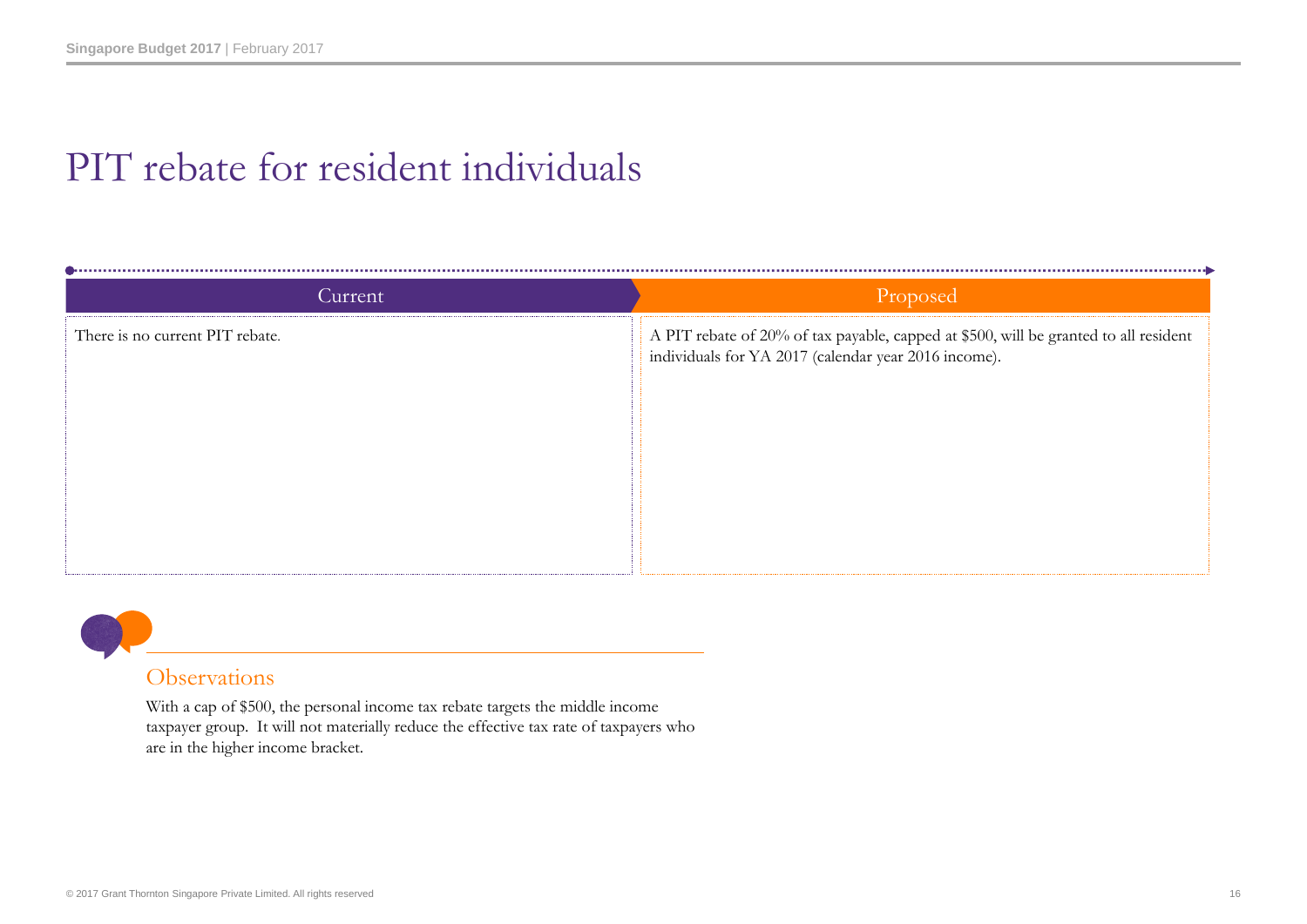# PIT rebate for resident individuals

| Current | Proposed |
| --- | --- |
| There is no current PIT rebate. | A PIT rebate of 20% of tax payable, capped at $500, will be granted to all resident individuals for YA 2017 (calendar year 2016 income). |

## Observations

With a cap of $500, the personal income tax rebate targets the middle income taxpayer group. It will not materially reduce the effective tax rate of taxpayers who are in the higher income bracket.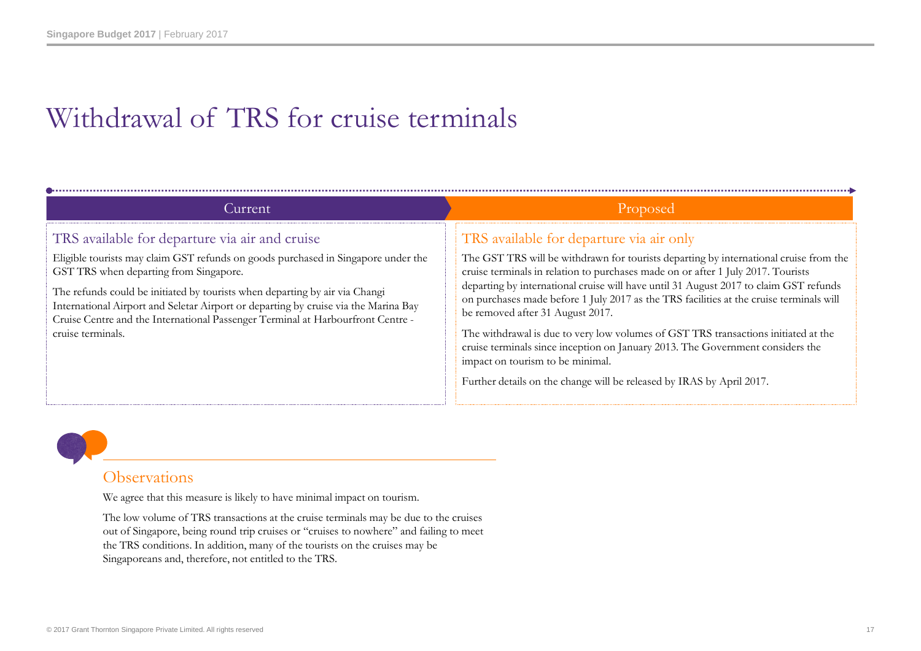# Withdrawal of TRS for cruise terminals

## Current

### TRS available for departure via air and cruise

Eligible tourists may claim GST refunds on goods purchased in Singapore under the GST TRS when departing from Singapore.

The refunds could be initiated by tourists when departing by air via Changi International Airport and Seletar Airport or departing by cruise via the Marina Bay Cruise Centre and the International Passenger Terminal at Harbourfront Centre - cruise terminals.

## Proposed

### TRS available for departure via air only

The GST TRS will be withdrawn for tourists departing by international cruise from the cruise terminals in relation to purchases made on or after 1 July 2017. Tourists departing by international cruise will have until 31 August 2017 to claim GST refunds on purchases made before 1 July 2017 as the TRS facilities at the cruise terminals will be removed after 31 August 2017.

The withdrawal is due to very low volumes of GST TRS transactions initiated at the cruise terminals since inception on January 2013. The Government considers the impact on tourism to be minimal.

Further details on the change will be released by IRAS by April 2017.

## Observations

We agree that this measure is likely to have minimal impact on tourism.

The low volume of TRS transactions at the cruise terminals may be due to the cruises out of Singapore, being round trip cruises or "cruises to nowhere" and failing to meet the TRS conditions. In addition, many of the tourists on the cruises may be Singaporeans and, therefore, not entitled to the TRS.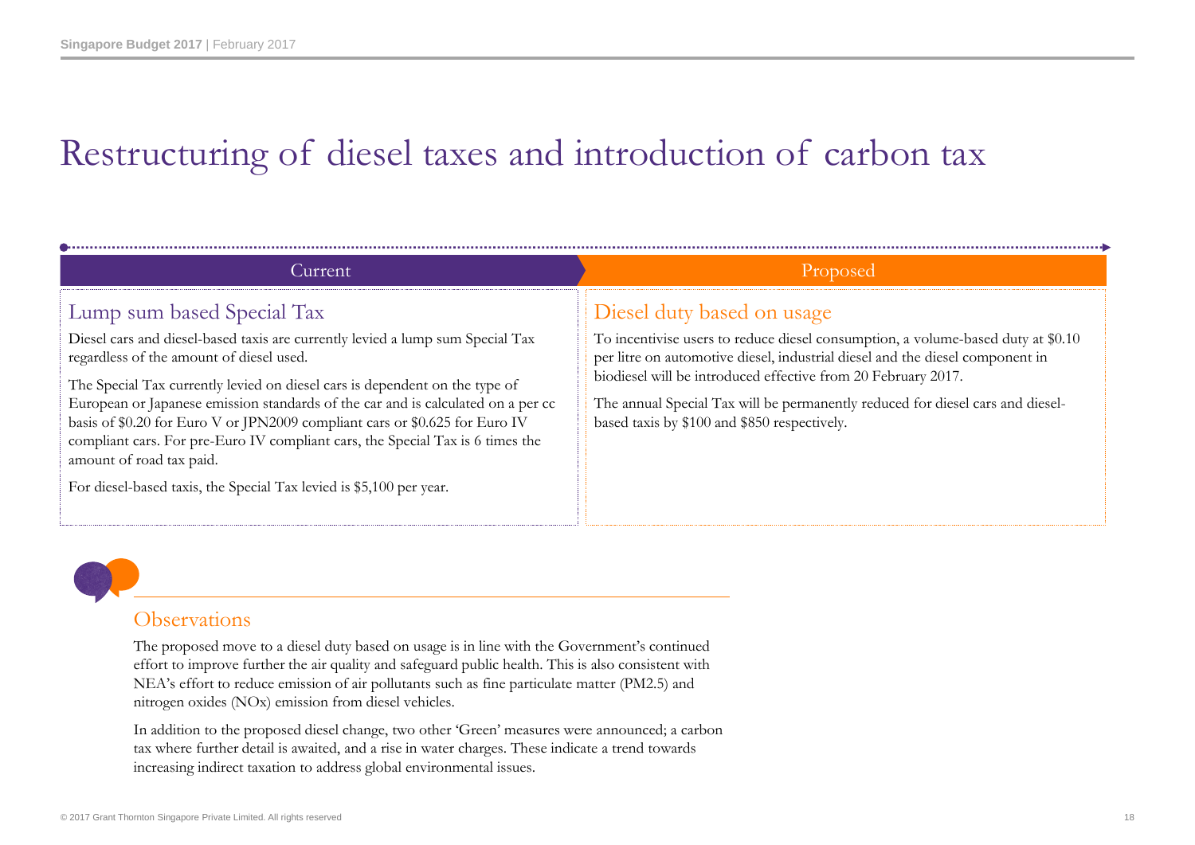# Restructuring of diesel taxes and introduction of carbon tax

| Current | Proposed |
| --- | --- |
| **Lump sum based Special Tax**<br><br>Diesel cars and diesel-based taxis are currently levied a lump sum Special Tax regardless of the amount of diesel used.<br><br>The Special Tax currently levied on diesel cars is dependent on the type of European or Japanese emission standards of the car and is calculated on a per cc basis of $0.20 for Euro V or JPN2009 compliant cars or $0.625 for Euro IV compliant cars. For pre-Euro IV compliant cars, the Special Tax is 6 times the amount of road tax paid.<br><br>For diesel-based taxis, the Special Tax levied is $5,100 per year. | **Diesel duty based on usage**<br><br>To incentivise users to reduce diesel consumption, a volume-based duty at $0.10 per litre on automotive diesel, industrial diesel and the diesel component in biodiesel will be introduced effective from 20 February 2017.<br><br>The annual Special Tax will be permanently reduced for diesel cars and diesel-based taxis by $100 and $850 respectively. |

## Observations

The proposed move to a diesel duty based on usage is in line with the Government's continued effort to improve further the air quality and safeguard public health. This is also consistent with NEA's effort to reduce emission of air pollutants such as fine particulate matter (PM2.5) and nitrogen oxides (NOx) emission from diesel vehicles.

In addition to the proposed diesel change, two other 'Green' measures were announced; a carbon tax where further detail is awaited, and a rise in water charges. These indicate a trend towards increasing indirect taxation to address global environmental issues.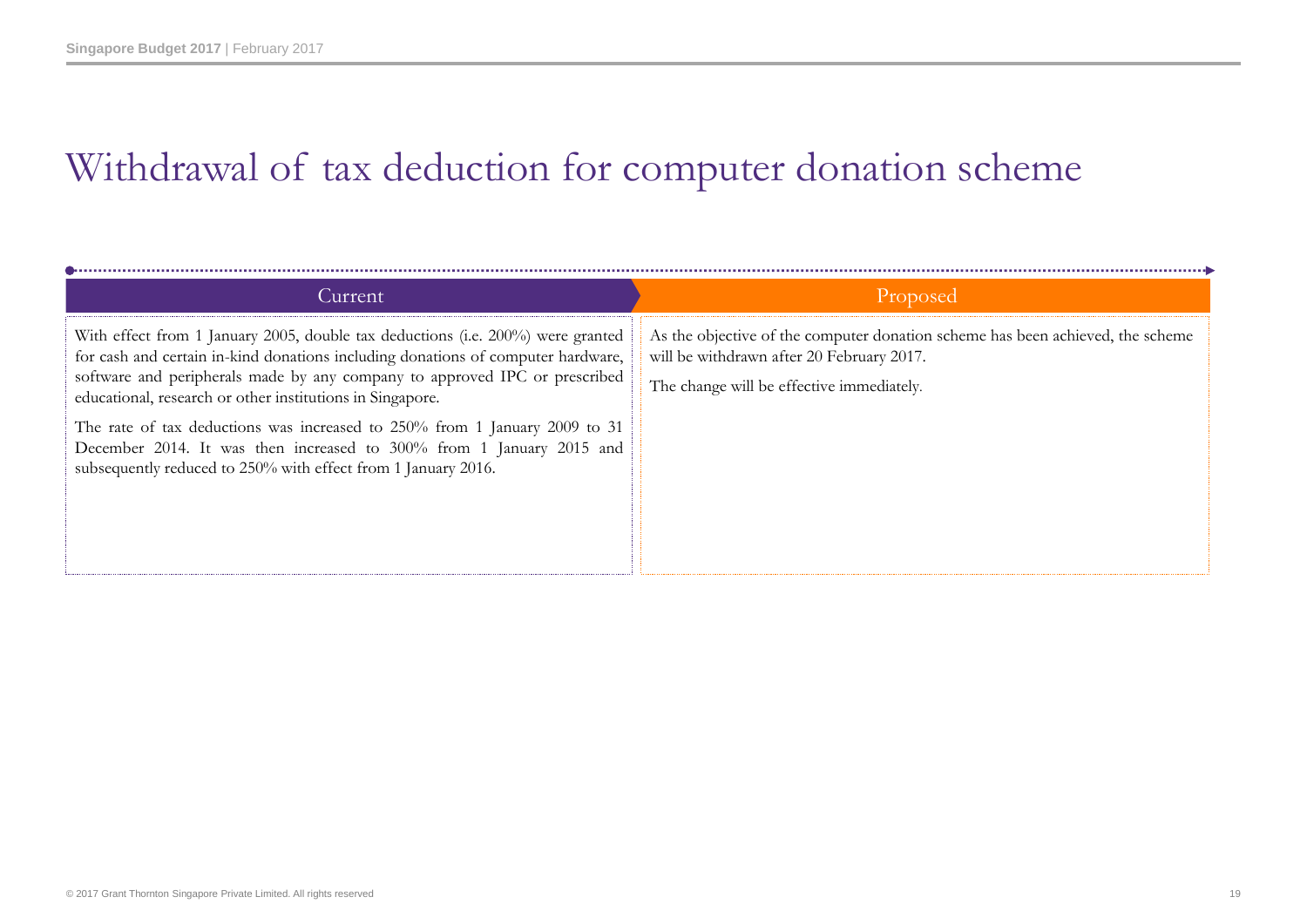# Withdrawal of tax deduction for computer donation scheme

| Current | Proposed |
| --- | --- |
| With effect from 1 January 2005, double tax deductions (i.e. 200%) were granted for cash and certain in-kind donations including donations of computer hardware, software and peripherals made by any company to approved IPC or prescribed educational, research or other institutions in Singapore.<br><br>The rate of tax deductions was increased to 250% from 1 January 2009 to 31 December 2014. It was then increased to 300% from 1 January 2015 and subsequently reduced to 250% with effect from 1 January 2016. | As the objective of the computer donation scheme has been achieved, the scheme will be withdrawn after 20 February 2017.<br><br>The change will be effective immediately. |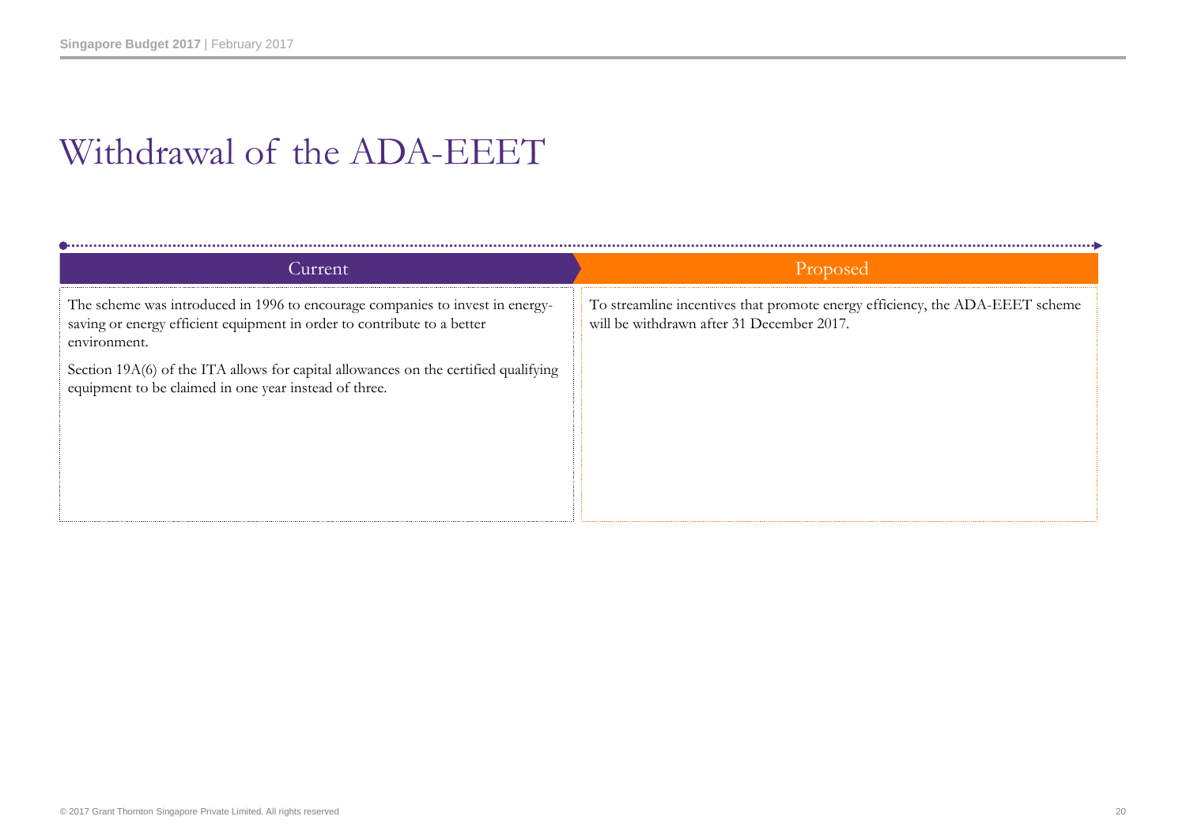# Withdrawal of the ADA-EEET

| Current | Proposed |
| --- | --- |
| The scheme was introduced in 1996 to encourage companies to invest in energy-saving or energy efficient equipment in order to contribute to a better environment.<br><br>Section 19A(6) of the ITA allows for capital allowances on the certified qualifying equipment to be claimed in one year instead of three. | To streamline incentives that promote energy efficiency, the ADA-EEET scheme will be withdrawn after 31 December 2017. |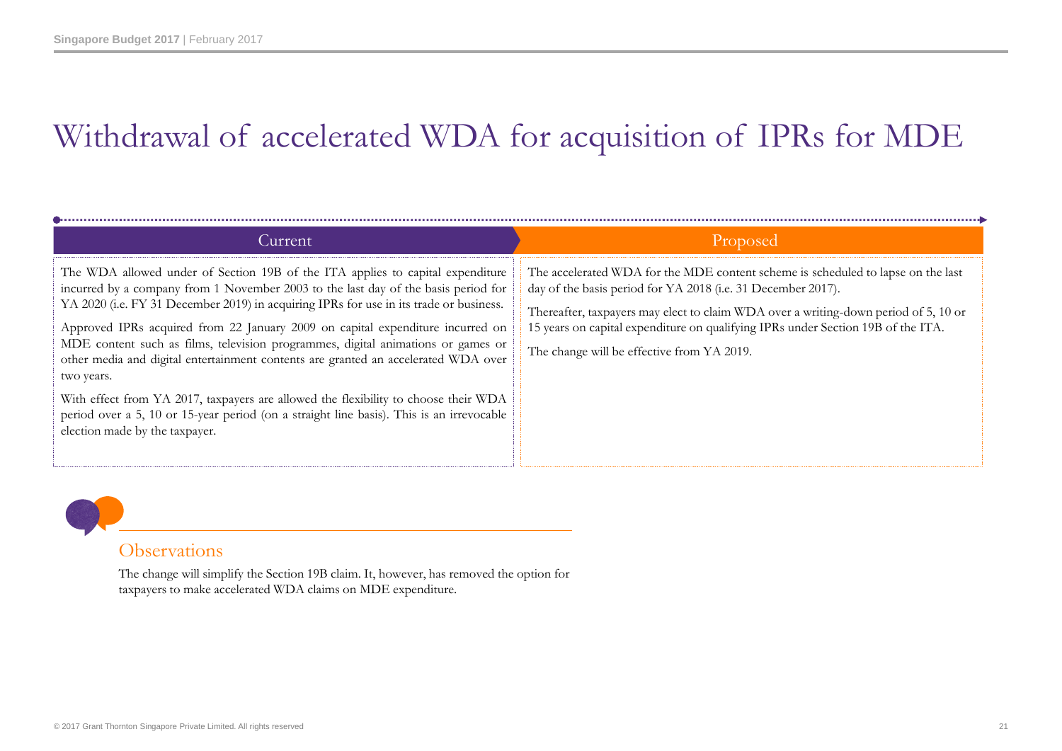# Withdrawal of accelerated WDA for acquisition of IPRs for MDE

| Current | Proposed |
|---|---|
| The WDA allowed under of Section 19B of the ITA applies to capital expenditure incurred by a company from 1 November 2003 to the last day of the basis period for YA 2020 (i.e. FY 31 December 2019) in acquiring IPRs for use in its trade or business.<br><br>Approved IPRs acquired from 22 January 2009 on capital expenditure incurred on MDE content such as films, television programmes, digital animations or games or other media and digital entertainment contents are granted an accelerated WDA over two years.<br><br>With effect from YA 2017, taxpayers are allowed the flexibility to choose their WDA period over a 5, 10 or 15-year period (on a straight line basis). This is an irrevocable election made by the taxpayer. | The accelerated WDA for the MDE content scheme is scheduled to lapse on the last day of the basis period for YA 2018 (i.e. 31 December 2017).<br><br>Thereafter, taxpayers may elect to claim WDA over a writing-down period of 5, 10 or 15 years on capital expenditure on qualifying IPRs under Section 19B of the ITA.<br><br>The change will be effective from YA 2019. |

## Observations

The change will simplify the Section 19B claim. It, however, has removed the option for taxpayers to make accelerated WDA claims on MDE expenditure.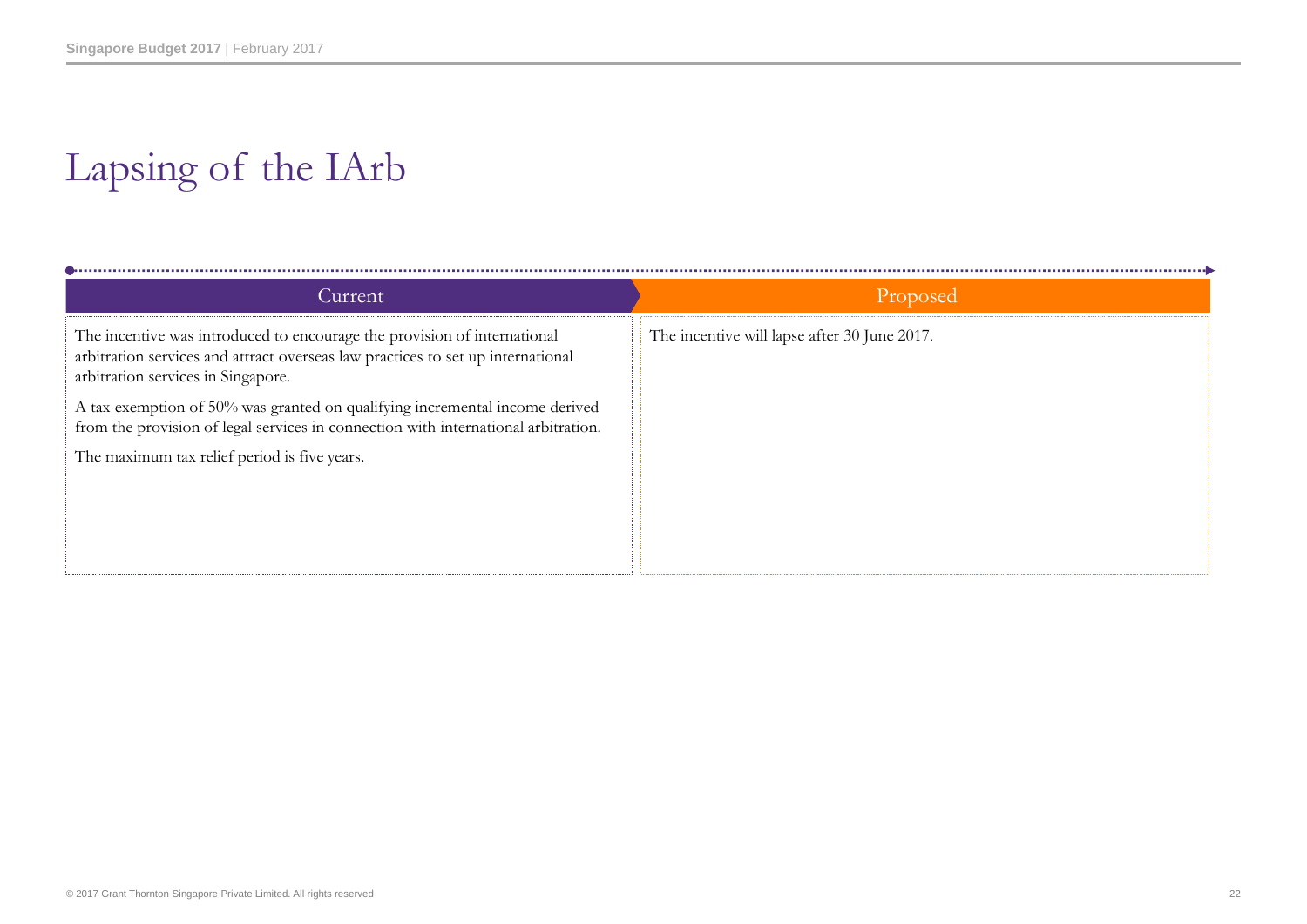# Lapsing of the IArb

| Current | Proposed |
| --- | --- |
| The incentive was introduced to encourage the provision of international arbitration services and attract overseas law practices to set up international arbitration services in Singapore.<br><br>A tax exemption of 50% was granted on qualifying incremental income derived from the provision of legal services in connection with international arbitration.<br><br>The maximum tax relief period is five years. | The incentive will lapse after 30 June 2017. |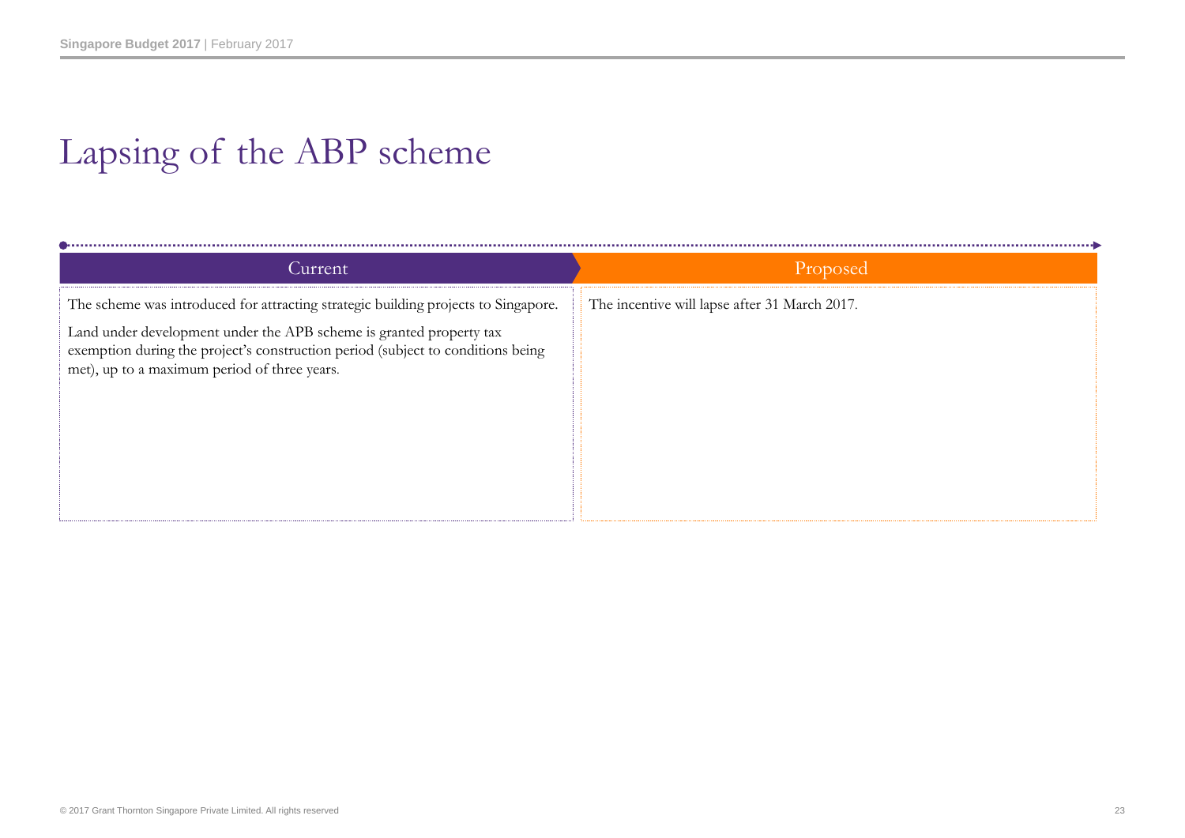# Lapsing of the ABP scheme

| Current | Proposed |
| --- | --- |
| The scheme was introduced for attracting strategic building projects to Singapore.<br><br>Land under development under the APB scheme is granted property tax exemption during the project's construction period (subject to conditions being met), up to a maximum period of three years. | The incentive will lapse after 31 March 2017. |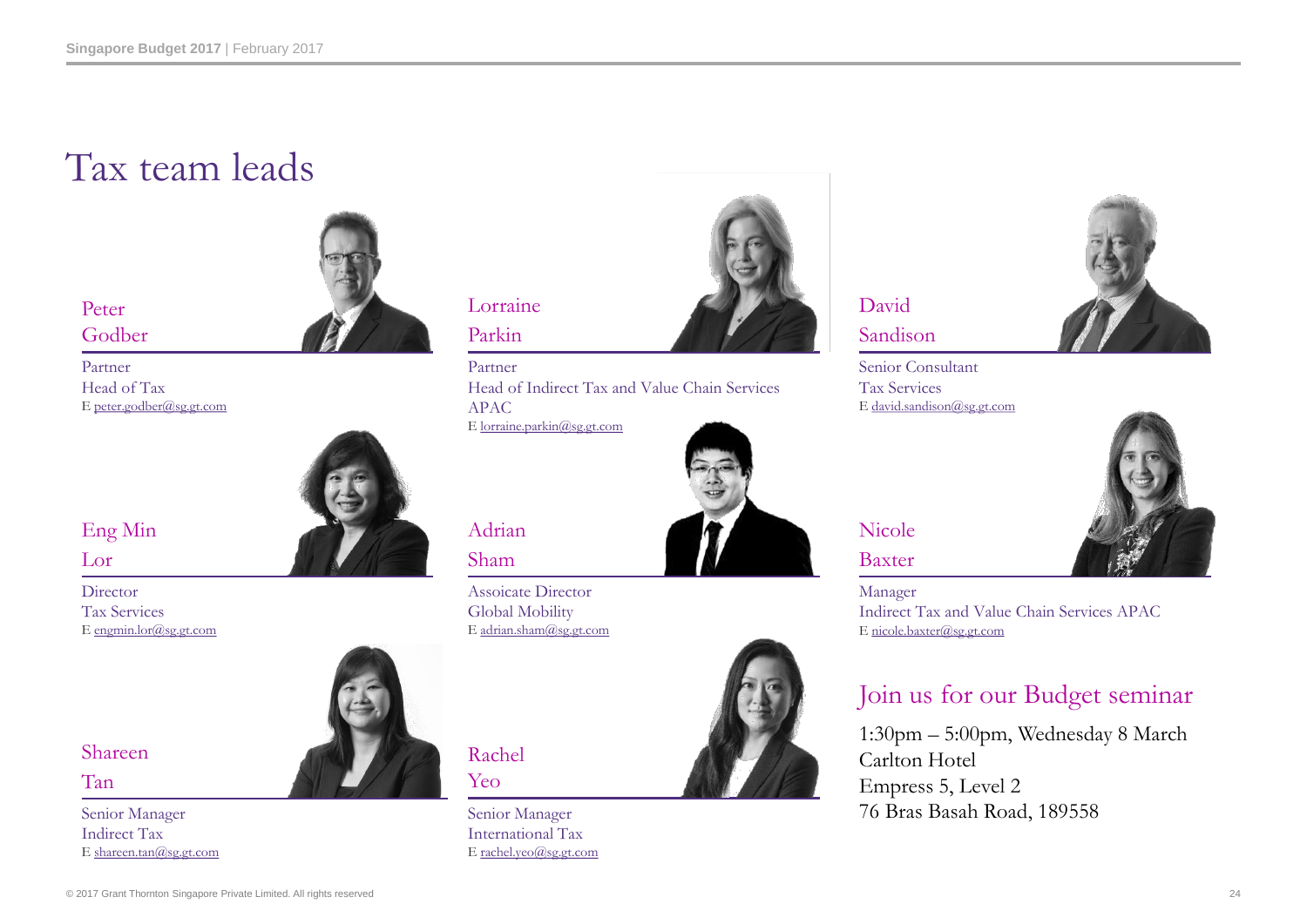# Tax team leads

**Peter Godber**

Partner
Head of Tax
E peter.godber@sg.gt.com

**Lorraine Parkin**

Partner
Head of Indirect Tax and Value Chain Services APAC
E lorraine.parkin@sg.gt.com

**David Sandison**

Senior Consultant
Tax Services
E david.sandison@sg.gt.com

**Eng Min Lor**

Director
Tax Services
E engmin.lor@sg.gt.com

**Adrian Sham**

Assoicate Director
Global Mobility
E adrian.sham@sg.gt.com

**Nicole Baxter**

Manager
Indirect Tax and Value Chain Services APAC
E nicole.baxter@sg.gt.com

**Shareen Tan**

Senior Manager
Indirect Tax
E shareen.tan@sg.gt.com

**Rachel Yeo**

Senior Manager
International Tax
E rachel.yeo@sg.gt.com

## Join us for our Budget seminar

1:30pm – 5:00pm, Wednesday 8 March
Carlton Hotel
Empress 5, Level 2
76 Bras Basah Road, 189558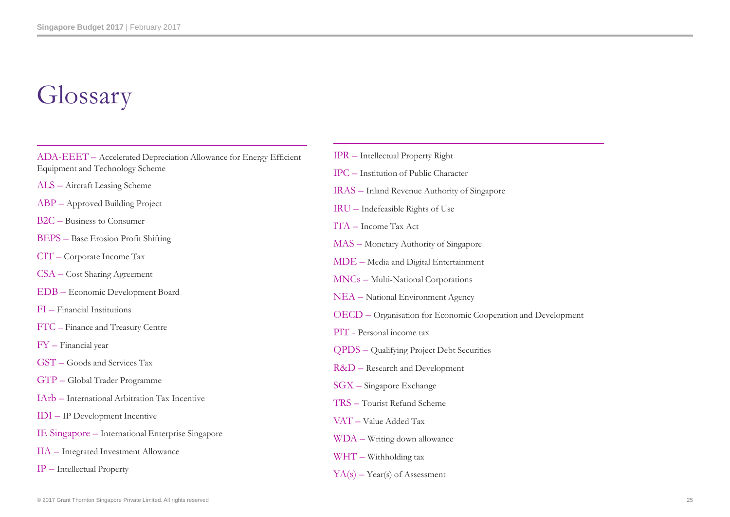# Glossary

ADA-EEET – Accelerated Depreciation Allowance for Energy Efficient Equipment and Technology Scheme

ALS – Aircraft Leasing Scheme

ABP – Approved Building Project

B2C – Business to Consumer

BEPS – Base Erosion Profit Shifting

CIT – Corporate Income Tax

CSA – Cost Sharing Agreement

EDB – Economic Development Board

FI – Financial Institutions

FTC – Finance and Treasury Centre

FY – Financial year

GST – Goods and Services Tax

GTP – Global Trader Programme

IArb – International Arbitration Tax Incentive

IDI – IP Development Incentive

IE Singapore – International Enterprise Singapore

IIA – Integrated Investment Allowance

IP – Intellectual Property

IPR – Intellectual Property Right

IPC – Institution of Public Character

IRAS – Inland Revenue Authority of Singapore

IRU – Indefeasible Rights of Use

ITA – Income Tax Act

MAS – Monetary Authority of Singapore

MDE – Media and Digital Entertainment

MNCs – Multi-National Corporations

NEA – National Environment Agency

OECD – Organisation for Economic Cooperation and Development

PIT - Personal income tax

QPDS – Qualifying Project Debt Securities

R&D – Research and Development

SGX – Singapore Exchange

TRS – Tourist Refund Scheme

VAT – Value Added Tax

WDA – Writing down allowance

WHT – Withholding tax

YA(s) – Year(s) of Assessment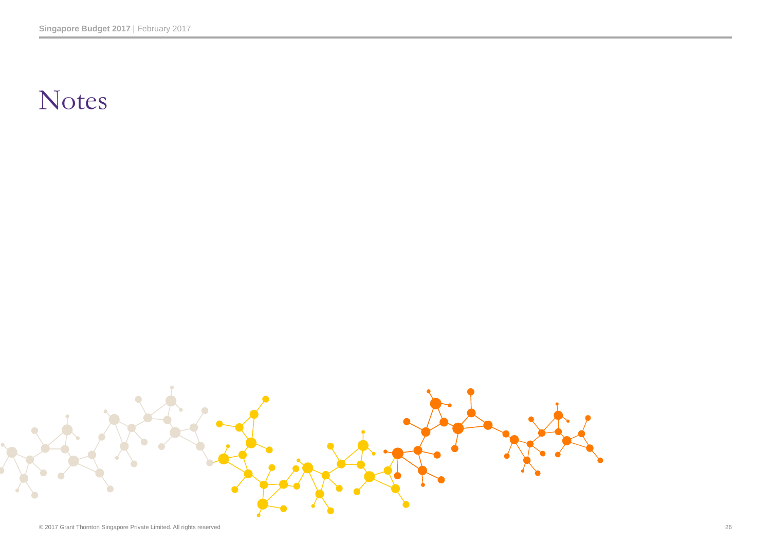# Notes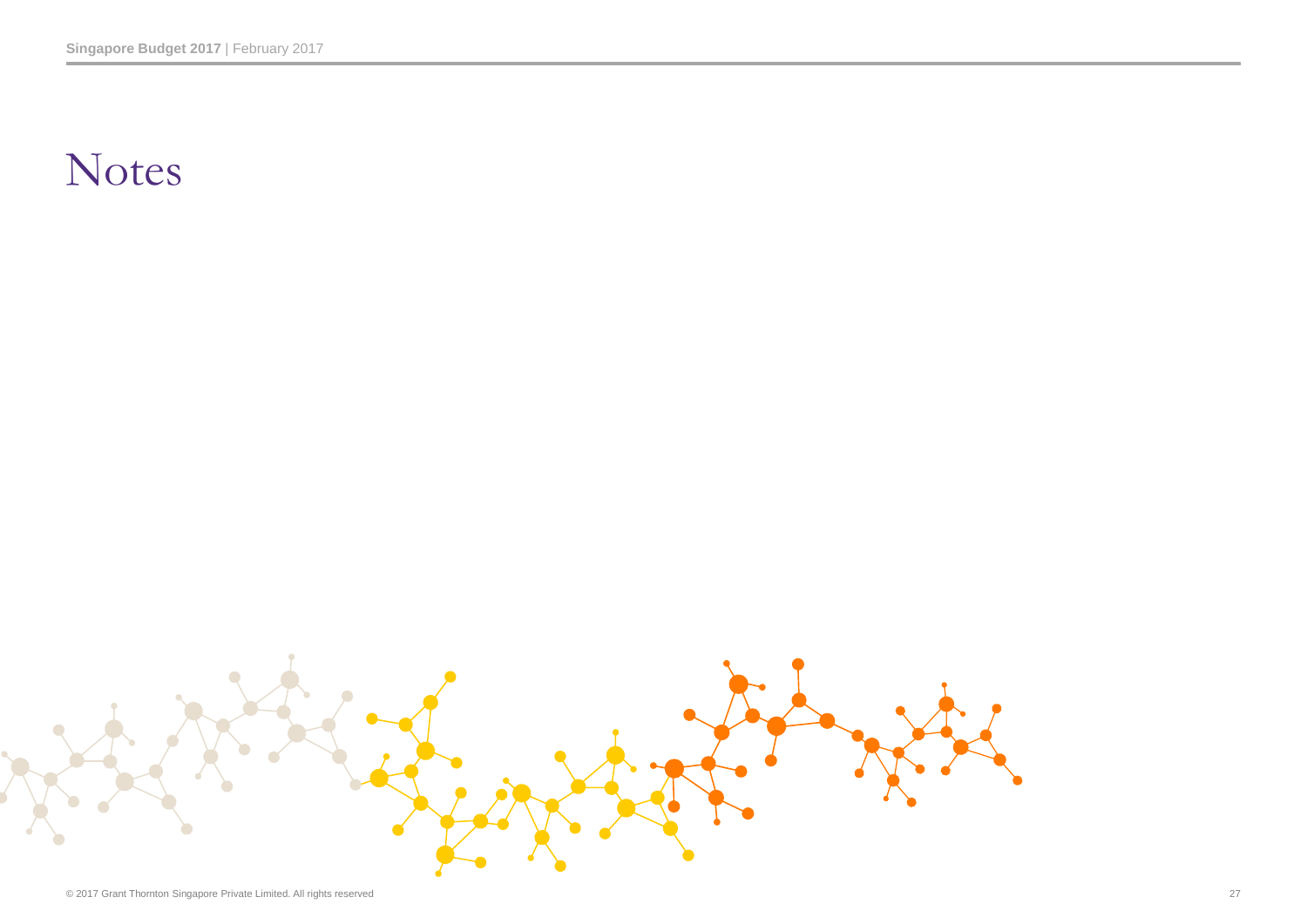# Notes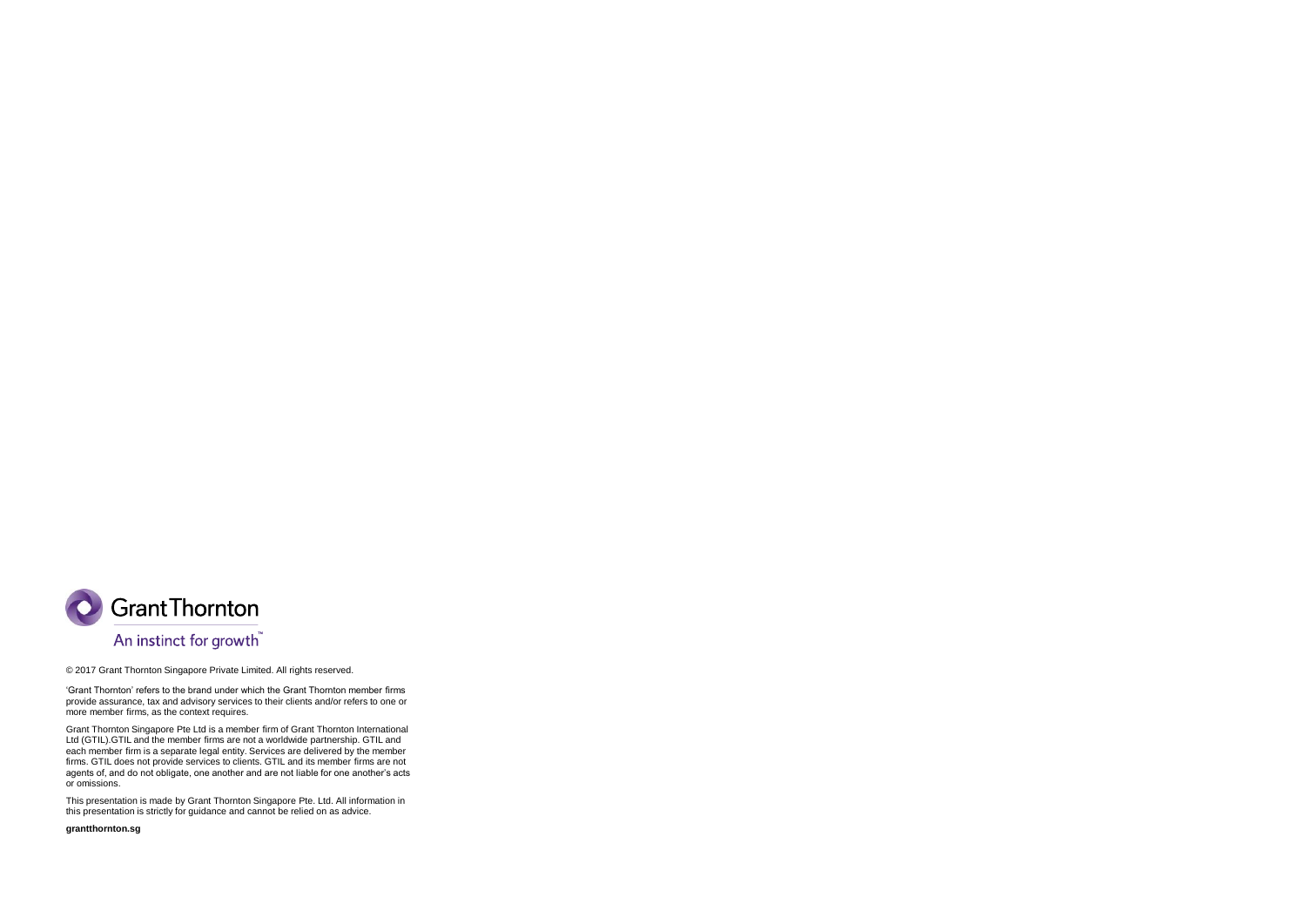Grant Thornton

An instinct for growth™

© 2017 Grant Thornton Singapore Private Limited. All rights reserved.

'Grant Thornton' refers to the brand under which the Grant Thornton member firms provide assurance, tax and advisory services to their clients and/or refers to one or more member firms, as the context requires.

Grant Thornton Singapore Pte Ltd is a member firm of Grant Thornton International Ltd (GTIL).GTIL and the member firms are not a worldwide partnership. GTIL and each member firm is a separate legal entity. Services are delivered by the member firms. GTIL does not provide services to clients. GTIL and its member firms are not agents of, and do not obligate, one another and are not liable for one another's acts or omissions.

This presentation is made by Grant Thornton Singapore Pte. Ltd. All information in this presentation is strictly for guidance and cannot be relied on as advice.

**grantthornton.sg**